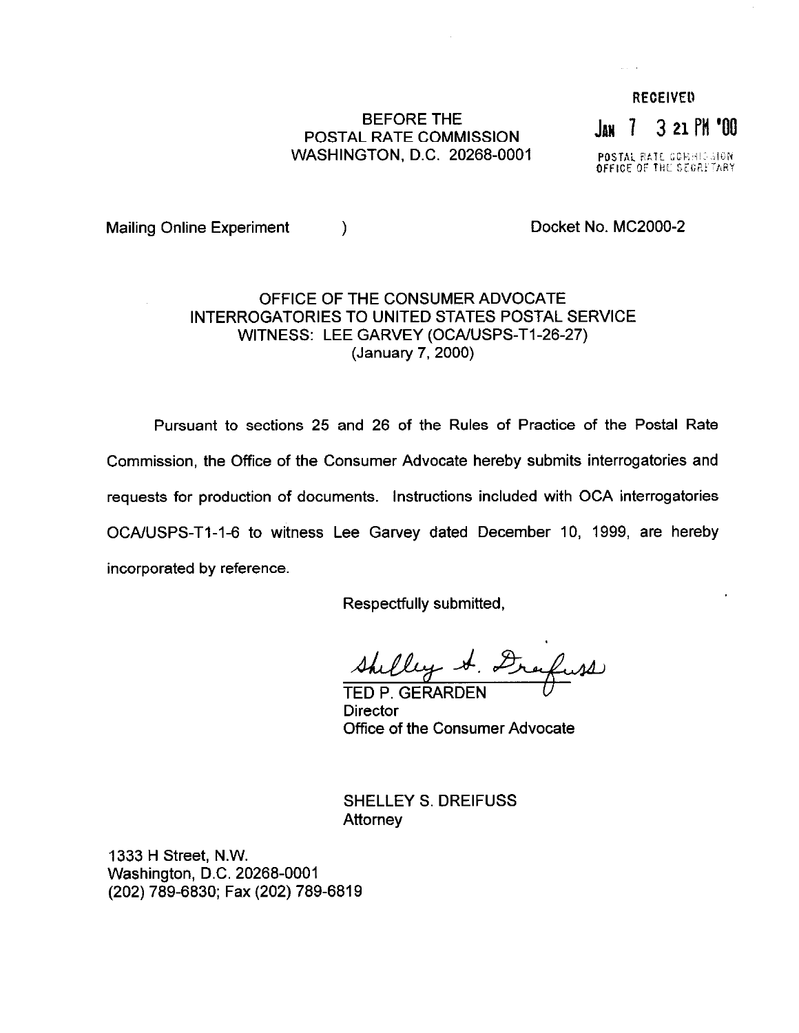RECEIVED

JAN 7 3 21 PM '00

POSTAL RATE COMMISSION
OFFICE OF THE SECRETARY

BEFORE THE
POSTAL RATE COMMISSION
WASHINGTON, D.C. 20268-0001

Mailing Online Experiment )                Docket No. MC2000-2

OFFICE OF THE CONSUMER ADVOCATE
INTERROGATORIES TO UNITED STATES POSTAL SERVICE
WITNESS: LEE GARVEY (OCA/USPS-T1-26-27)
(January 7, 2000)

Pursuant to sections 25 and 26 of the Rules of Practice of the Postal Rate Commission, the Office of the Consumer Advocate hereby submits interrogatories and requests for production of documents. Instructions included with OCA interrogatories OCA/USPS-T1-1-6 to witness Lee Garvey dated December 10, 1999, are hereby incorporated by reference.

Respectfully submitted,

Shelley S. Dreifuss

TED P. GERARDEN
Director
Office of the Consumer Advocate

SHELLEY S. DREIFUSS
Attorney

1333 H Street, N.W.
Washington, D.C. 20268-0001
(202) 789-6830; Fax (202) 789-6819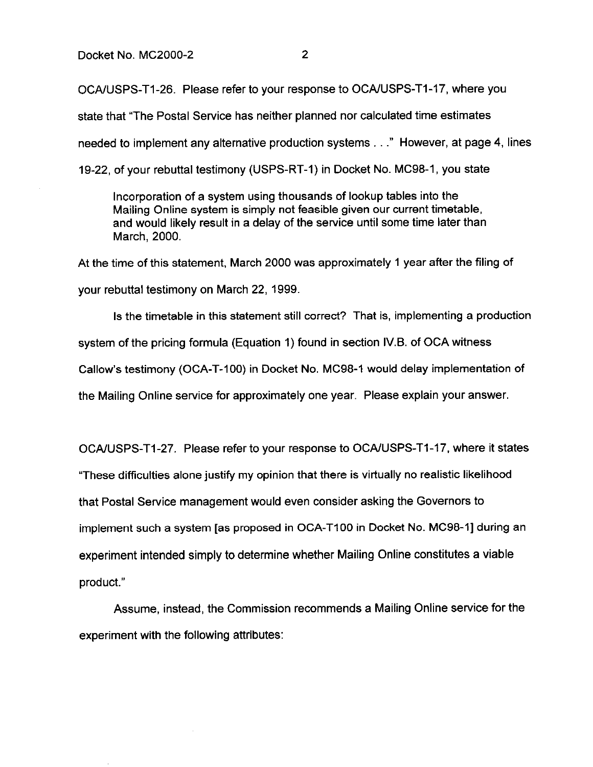OCA/USPS-T1-26. Please refer to your response to OCA/USPS-T1-17, where you state that "The Postal Service has neither planned nor calculated time estimates needed to implement any alternative production systems . . ." However, at page 4, lines 19-22, of your rebuttal testimony (USPS-RT-1) in Docket No. MC98-1, you state

> Incorporation of a system using thousands of lookup tables into the Mailing Online system is simply not feasible given our current timetable, and would likely result in a delay of the service until some time later than March, 2000.

At the time of this statement, March 2000 was approximately 1 year after the filing of your rebuttal testimony on March 22, 1999.

Is the timetable in this statement still correct? That is, implementing a production system of the pricing formula (Equation 1) found in section IV.B. of OCA witness Callow's testimony (OCA-T-100) in Docket No. MC98-1 would delay implementation of the Mailing Online service for approximately one year. Please explain your answer.

OCA/USPS-T1-27. Please refer to your response to OCA/USPS-T1-17, where it states "These difficulties alone justify my opinion that there is virtually no realistic likelihood that Postal Service management would even consider asking the Governors to implement such a system [as proposed in OCA-T100 in Docket No. MC98-1] during an experiment intended simply to determine whether Mailing Online constitutes a viable product."

Assume, instead, the Commission recommends a Mailing Online service for the experiment with the following attributes: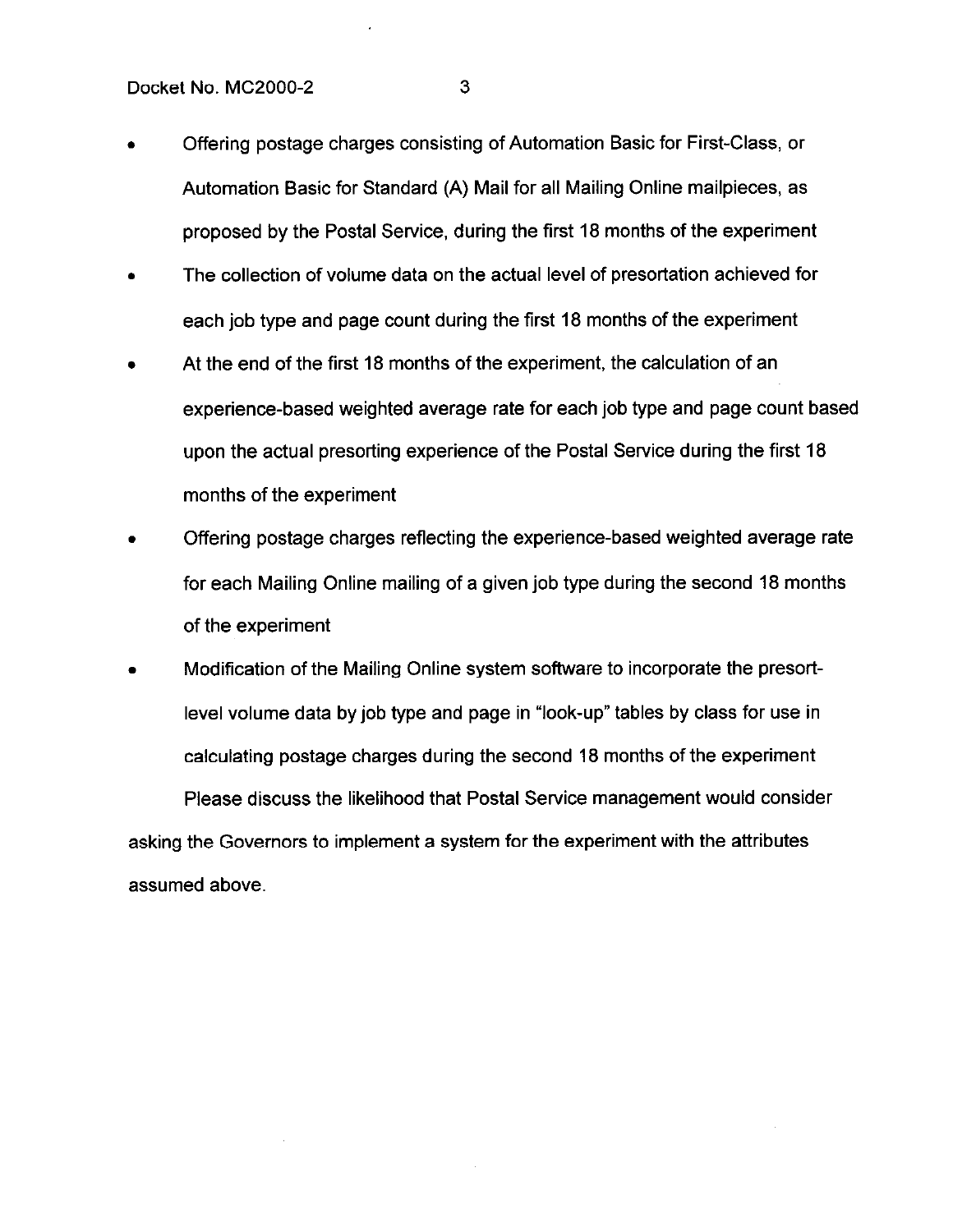- Offering postage charges consisting of Automation Basic for First-Class, or Automation Basic for Standard (A) Mail for all Mailing Online mailpieces, as proposed by the Postal Service, during the first 18 months of the experiment
- The collection of volume data on the actual level of presortation achieved for each job type and page count during the first 18 months of the experiment
- At the end of the first 18 months of the experiment, the calculation of an experience-based weighted average rate for each job type and page count based upon the actual presorting experience of the Postal Service during the first 18 months of the experiment
- Offering postage charges reflecting the experience-based weighted average rate for each Mailing Online mailing of a given job type during the second 18 months of the experiment
- Modification of the Mailing Online system software to incorporate the presort-level volume data by job type and page in "look-up" tables by class for use in calculating postage charges during the second 18 months of the experiment

Please discuss the likelihood that Postal Service management would consider asking the Governors to implement a system for the experiment with the attributes assumed above.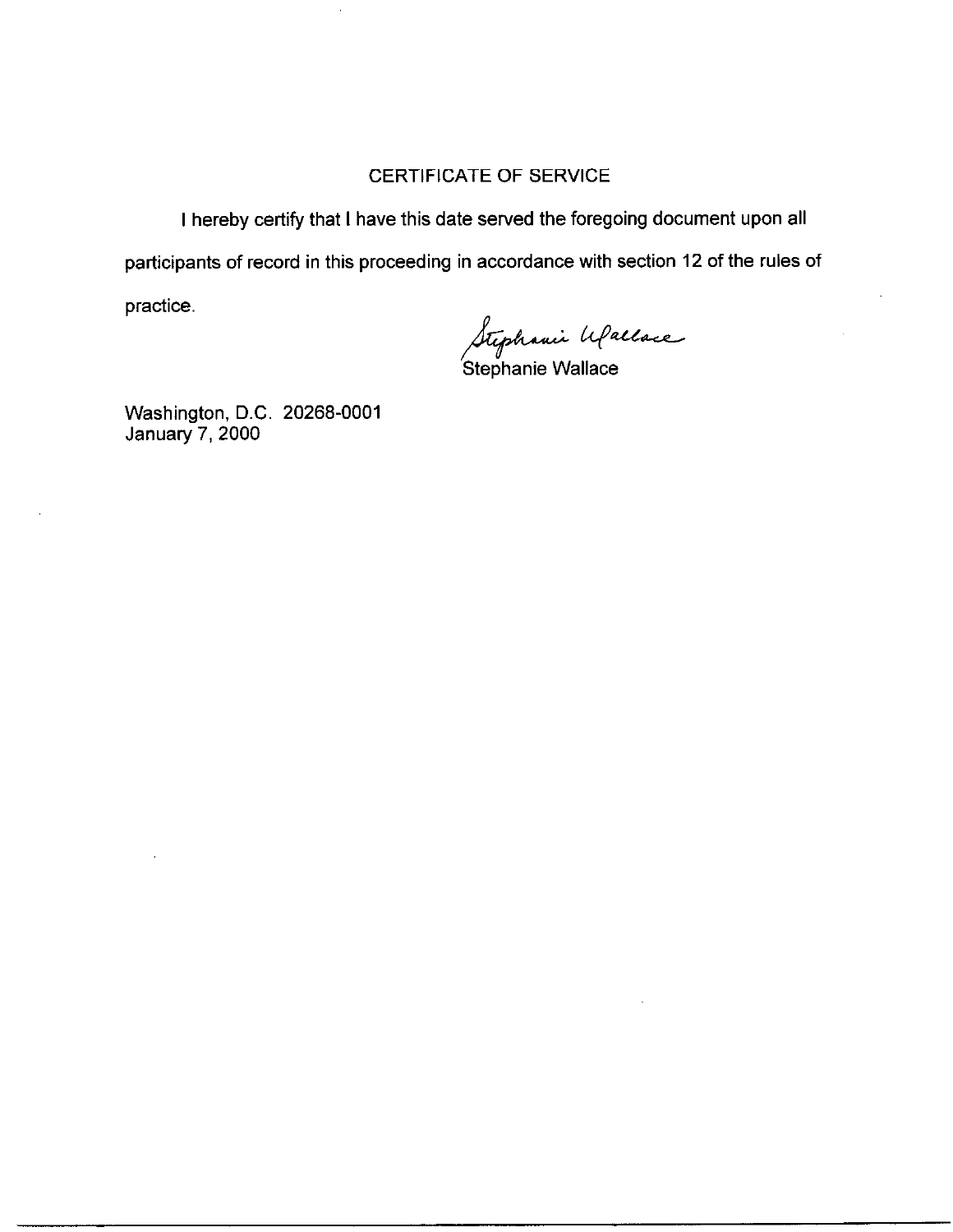## CERTIFICATE OF SERVICE

I hereby certify that I have this date served the foregoing document upon all participants of record in this proceeding in accordance with section 12 of the rules of practice.

Stephanie Wallace

Washington, D.C. 20268-0001
January 7, 2000